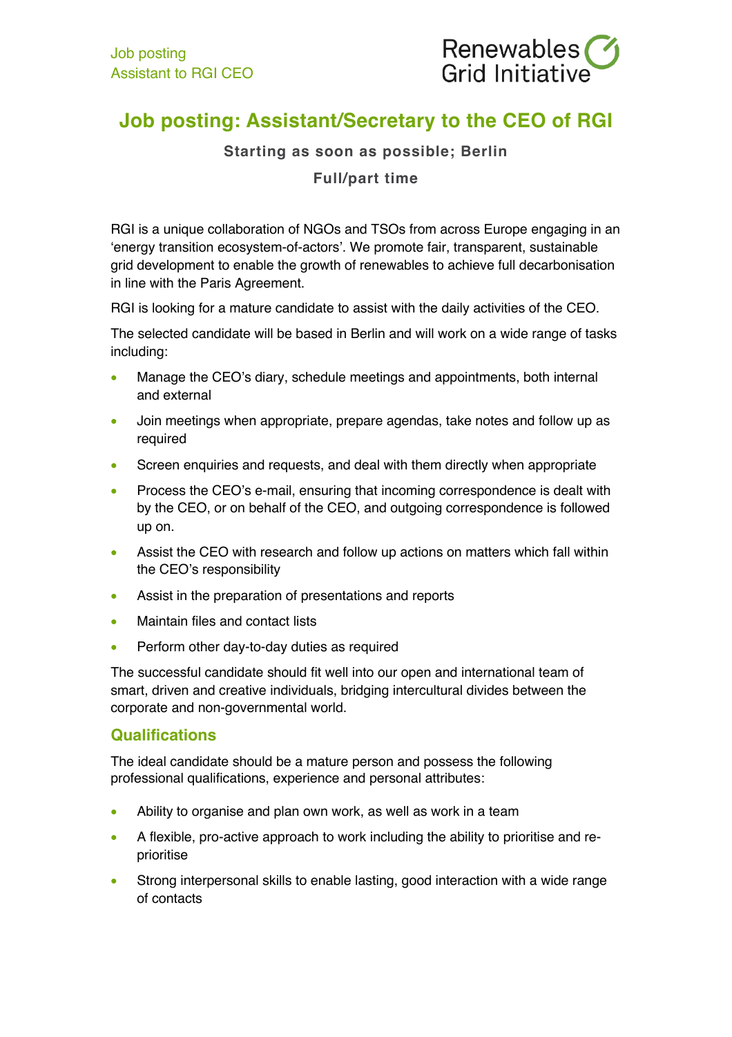# Job posting: Assistant/Secretary to the CEO of RGI

**Starting as soon as possible; Berlin**

**Full/part time**

RGI is a unique collaboration of NGOs and TSOs from across Europe engaging in an 'energy transition ecosystem-of-actors'. We promote fair, transparent, sustainable grid development to enable the growth of renewables to achieve full decarbonisation in line with the Paris Agreement.

RGI is looking for a mature candidate to assist with the daily activities of the CEO.

The selected candidate will be based in Berlin and will work on a wide range of tasks including:

- Manage the CEO's diary, schedule meetings and appointments, both internal and external
- Join meetings when appropriate, prepare agendas, take notes and follow up as required
- Screen enquiries and requests, and deal with them directly when appropriate
- Process the CEO's e-mail, ensuring that incoming correspondence is dealt with by the CEO, or on behalf of the CEO, and outgoing correspondence is followed up on.
- Assist the CEO with research and follow up actions on matters which fall within the CEO's responsibility
- Assist in the preparation of presentations and reports
- Maintain files and contact lists
- Perform other day-to-day duties as required

The successful candidate should fit well into our open and international team of smart, driven and creative individuals, bridging intercultural divides between the corporate and non-governmental world.

## Qualifications

The ideal candidate should be a mature person and possess the following professional qualifications, experience and personal attributes:

- Ability to organise and plan own work, as well as work in a team
- A flexible, pro-active approach to work including the ability to prioritise and re-prioritise
- Strong interpersonal skills to enable lasting, good interaction with a wide range of contacts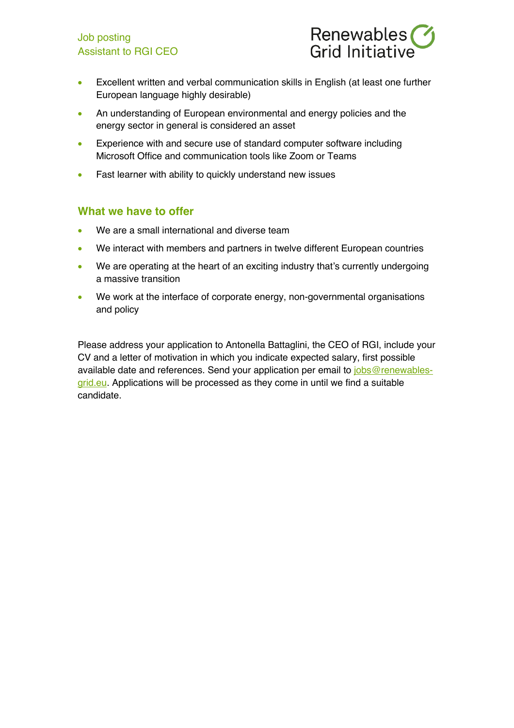- Excellent written and verbal communication skills in English (at least one further European language highly desirable)
- An understanding of European environmental and energy policies and the energy sector in general is considered an asset
- Experience with and secure use of standard computer software including Microsoft Office and communication tools like Zoom or Teams
- Fast learner with ability to quickly understand new issues

## What we have to offer

- We are a small international and diverse team
- We interact with members and partners in twelve different European countries
- We are operating at the heart of an exciting industry that's currently undergoing a massive transition
- We work at the interface of corporate energy, non-governmental organisations and policy

Please address your application to Antonella Battaglini, the CEO of RGI, include your CV and a letter of motivation in which you indicate expected salary, first possible available date and references. Send your application per email to jobs@renewables-grid.eu. Applications will be processed as they come in until we find a suitable candidate.